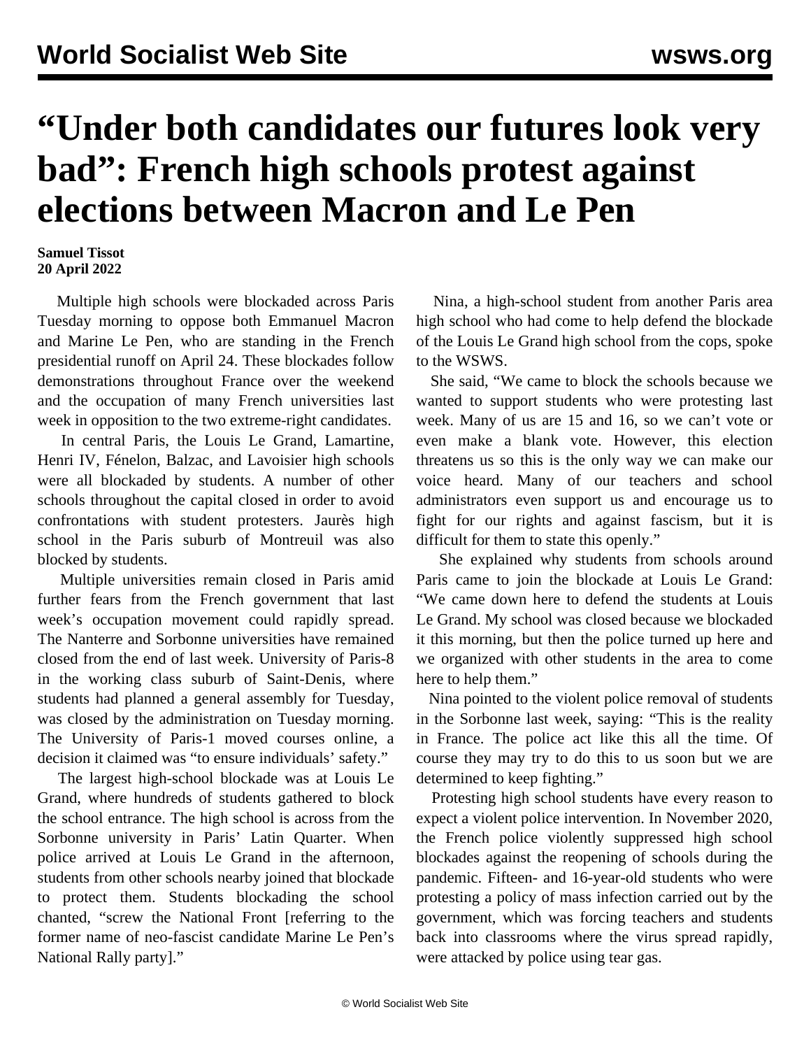# "Under both candidates our futures look very bad": French high schools protest against elections between Macron and Le Pen

**Samuel Tissot**
**20 April 2022**

Multiple high schools were blockaded across Paris Tuesday morning to oppose both Emmanuel Macron and Marine Le Pen, who are standing in the French presidential runoff on April 24. These blockades follow demonstrations throughout France over the weekend and the occupation of many French universities last week in opposition to the two extreme-right candidates.

In central Paris, the Louis Le Grand, Lamartine, Henri IV, Fénelon, Balzac, and Lavoisier high schools were all blockaded by students. A number of other schools throughout the capital closed in order to avoid confrontations with student protesters. Jaurès high school in the Paris suburb of Montreuil was also blocked by students.

Multiple universities remain closed in Paris amid further fears from the French government that last week's occupation movement could rapidly spread. The Nanterre and Sorbonne universities have remained closed from the end of last week. University of Paris-8 in the working class suburb of Saint-Denis, where students had planned a general assembly for Tuesday, was closed by the administration on Tuesday morning. The University of Paris-1 moved courses online, a decision it claimed was "to ensure individuals' safety."

The largest high-school blockade was at Louis Le Grand, where hundreds of students gathered to block the school entrance. The high school is across from the Sorbonne university in Paris' Latin Quarter. When police arrived at Louis Le Grand in the afternoon, students from other schools nearby joined that blockade to protect them. Students blockading the school chanted, "screw the National Front [referring to the former name of neo-fascist candidate Marine Le Pen's National Rally party]."

Nina, a high-school student from another Paris area high school who had come to help defend the blockade of the Louis Le Grand high school from the cops, spoke to the WSWS.

She said, "We came to block the schools because we wanted to support students who were protesting last week. Many of us are 15 and 16, so we can't vote or even make a blank vote. However, this election threatens us so this is the only way we can make our voice heard. Many of our teachers and school administrators even support us and encourage us to fight for our rights and against fascism, but it is difficult for them to state this openly."

She explained why students from schools around Paris came to join the blockade at Louis Le Grand: "We came down here to defend the students at Louis Le Grand. My school was closed because we blockaded it this morning, but then the police turned up here and we organized with other students in the area to come here to help them."

Nina pointed to the violent police removal of students in the Sorbonne last week, saying: "This is the reality in France. The police act like this all the time. Of course they may try to do this to us soon but we are determined to keep fighting."

Protesting high school students have every reason to expect a violent police intervention. In November 2020, the French police violently suppressed high school blockades against the reopening of schools during the pandemic. Fifteen- and 16-year-old students who were protesting a policy of mass infection carried out by the government, which was forcing teachers and students back into classrooms where the virus spread rapidly, were attacked by police using tear gas.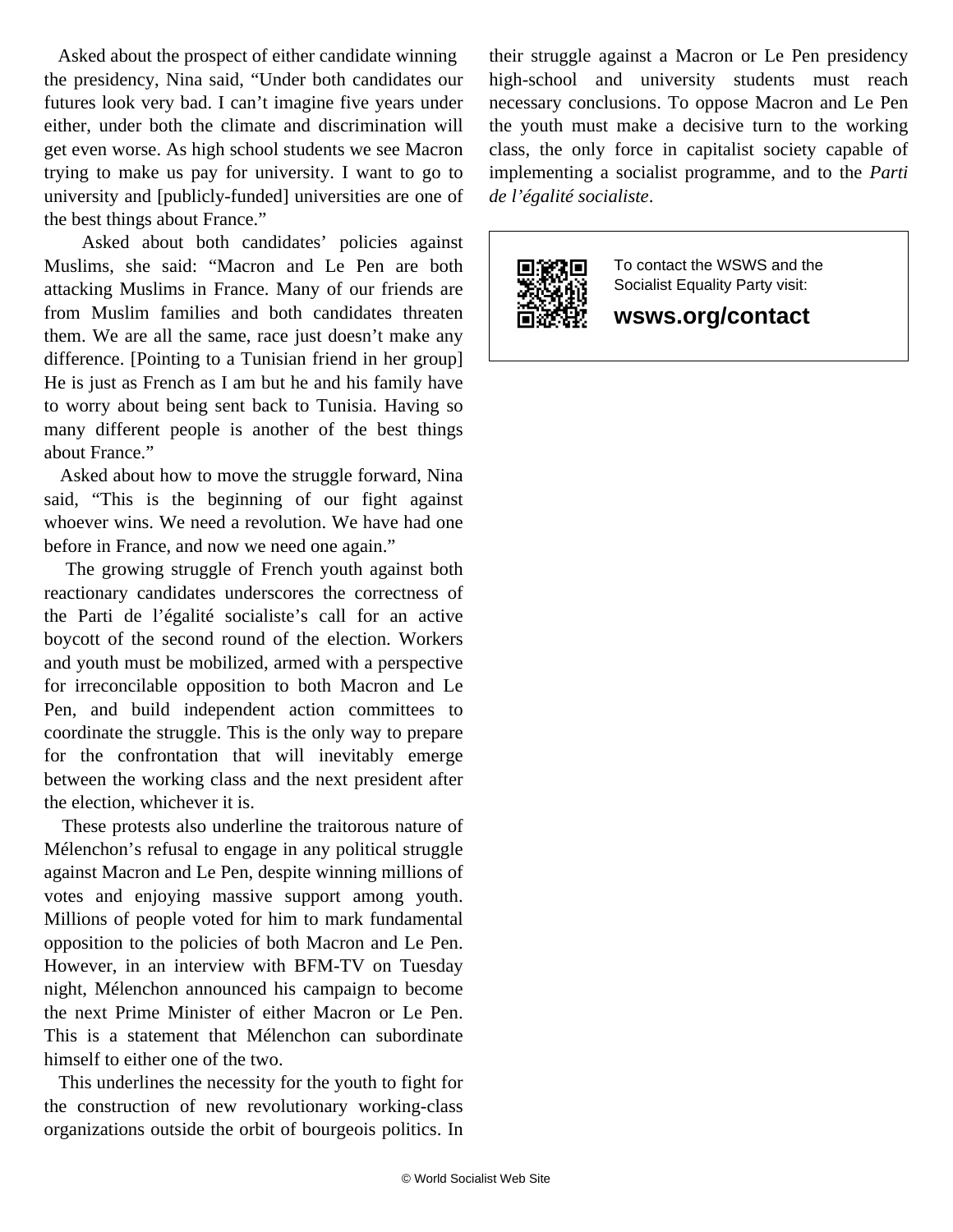Asked about the prospect of either candidate winning the presidency, Nina said, "Under both candidates our futures look very bad. I can't imagine five years under either, under both the climate and discrimination will get even worse. As high school students we see Macron trying to make us pay for university. I want to go to university and [publicly-funded] universities are one of the best things about France."

Asked about both candidates' policies against Muslims, she said: "Macron and Le Pen are both attacking Muslims in France. Many of our friends are from Muslim families and both candidates threaten them. We are all the same, race just doesn't make any difference. [Pointing to a Tunisian friend in her group] He is just as French as I am but he and his family have to worry about being sent back to Tunisia. Having so many different people is another of the best things about France."

Asked about how to move the struggle forward, Nina said, "This is the beginning of our fight against whoever wins. We need a revolution. We have had one before in France, and now we need one again."

The growing struggle of French youth against both reactionary candidates underscores the correctness of the Parti de l'égalité socialiste's call for an active boycott of the second round of the election. Workers and youth must be mobilized, armed with a perspective for irreconcilable opposition to both Macron and Le Pen, and build independent action committees to coordinate the struggle. This is the only way to prepare for the confrontation that will inevitably emerge between the working class and the next president after the election, whichever it is.

These protests also underline the traitorous nature of Mélenchon's refusal to engage in any political struggle against Macron and Le Pen, despite winning millions of votes and enjoying massive support among youth. Millions of people voted for him to mark fundamental opposition to the policies of both Macron and Le Pen. However, in an interview with BFM-TV on Tuesday night, Mélenchon announced his campaign to become the next Prime Minister of either Macron or Le Pen. This is a statement that Mélenchon can subordinate himself to either one of the two.

This underlines the necessity for the youth to fight for the construction of new revolutionary working-class organizations outside the orbit of bourgeois politics. In their struggle against a Macron or Le Pen presidency high-school and university students must reach necessary conclusions. To oppose Macron and Le Pen the youth must make a decisive turn to the working class, the only force in capitalist society capable of implementing a socialist programme, and to the *Parti de l'égalité socialiste*.

To contact the WSWS and the Socialist Equality Party visit:

**wsws.org/contact**